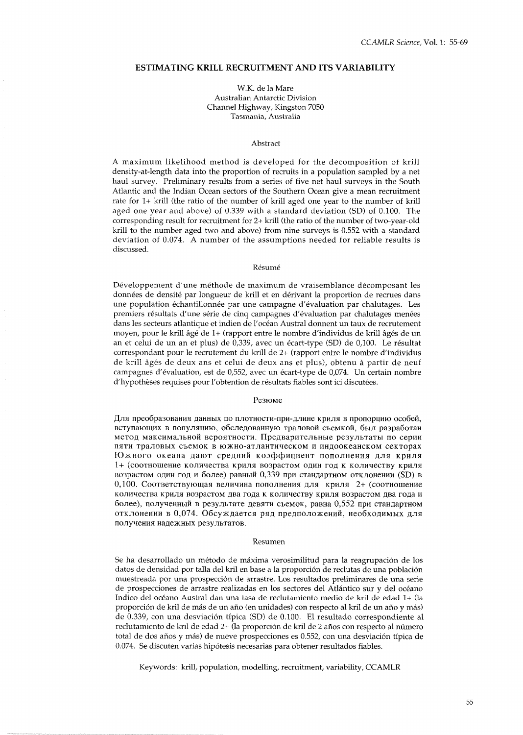# ESTIMATING KRILL RECRUITMENT AND ITS VARIABILITY

W.K. de la Mare
Australian Antarctic Division
Channel Highway, Kingston 7050
Tasmania, Australia

## Abstract

A maximum likelihood method is developed for the decomposition of krill density-at-length data into the proportion of recruits in a population sampled by a net haul survey. Preliminary results from a series of five net haul surveys in the South Atlantic and the Indian Ocean sectors of the Southern Ocean give a mean recruitment rate for 1+ krill (the ratio of the number of krill aged one year to the number of krill aged one year and above) of 0.339 with a standard deviation (SD) of 0.100. The corresponding result for recruitment for 2+ krill (the ratio of the number of two-year-old krill to the number aged two and above) from nine surveys is 0.552 with a standard deviation of 0.074. A number of the assumptions needed for reliable results is discussed.

## Résumé

Développement d'une méthode de maximum de vraisemblance décomposant les données de densité par longueur de krill et en dérivant la proportion de recrues dans une population échantillonnée par une campagne d'évaluation par chalutages. Les premiers résultats d'une série de cinq campagnes d'évaluation par chalutages menées dans les secteurs atlantique et indien de l'océan Austral donnent un taux de recrutement moyen, pour le krill âgé de 1+ (rapport entre le nombre d'individus de krill âgés de un an et celui de un an et plus) de 0,339, avec un écart-type (SD) de 0,100. Le résultat correspondant pour le recrutement du krill de 2+ (rapport entre le nombre d'individus de krill âgés de deux ans et celui de deux ans et plus), obtenu à partir de neuf campagnes d'évaluation, est de 0,552, avec un écart-type de 0,074. Un certain nombre d'hypothèses requises pour l'obtention de résultats fiables sont ici discutées.

## Резюме

Для преобразования данных по плотности-при-длине криля в пропорцию особей, вступающих в популяцию, обследованную траловой съемкой, был разработан метод максимальной вероятности. Предварительные результаты по серии пяти траловых съемок в южно-атлантическом и индоокеанском секторах Южного океана дают средний коэффициент пополнения для криля 1+ (соотношение количества криля возрастом один год к количеству криля возрастом один год и более) равный 0,339 при стандартном отклонении (SD) в 0,100. Соответствующая величина пополнения для криля 2+ (соотношение количества криля возрастом два года к количеству криля возрастом два года и более), полученный в результате девяти съемок, равна 0,552 при стандартном отклонении в 0,074. Обсуждается ряд предположений, необходимых для получения надежных результатов.

## Resumen

Se ha desarrollado un método de máxima verosimilitud para la reagrupación de los datos de densidad por talla del kril en base a la proporción de reclutas de una población muestreada por una prospección de arrastre. Los resultados preliminares de una serie de prospecciones de arrastre realizadas en los sectores del Atlántico sur y del océano Indico del océano Austral dan una tasa de reclutamiento medio de kril de edad 1+ (la proporción de kril de más de un año (en unidades) con respecto al kril de un año y más) de 0.339, con una desviación típica (SD) de 0.100. El resultado correspondiente al reclutamiento de kril de edad 2+ (la proporción de kril de 2 años con respecto al número total de dos años y más) de nueve prospecciones es 0.552, con una desviación típica de 0.074. Se discuten varias hipótesis necesarias para obtener resultados fiables.

Keywords: krill, population, modelling, recruitment, variability, CCAMLR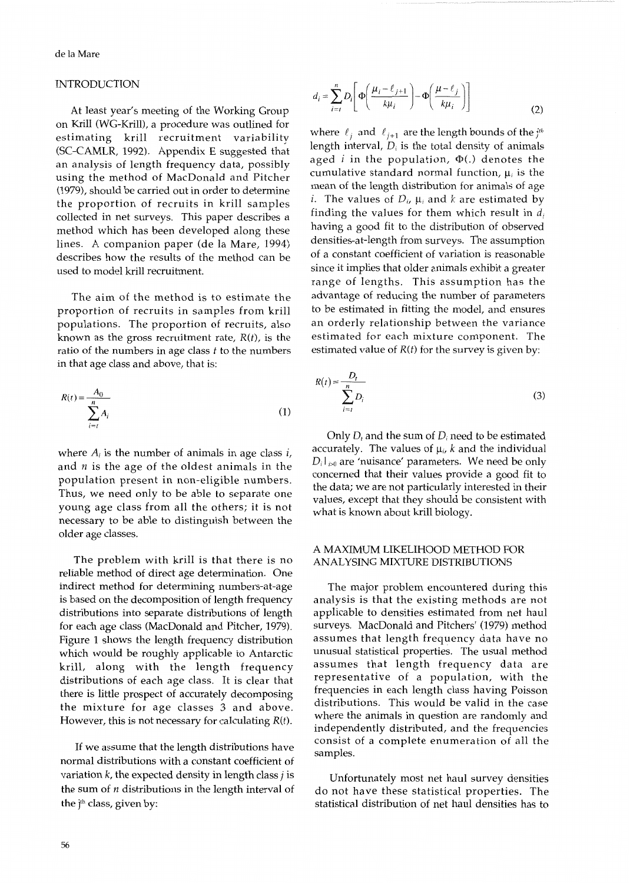## INTRODUCTION

At least year's meeting of the Working Group on Krill (WG-Krill), a procedure was outlined for estimating krill recruitment variability (SC-CAMLR, 1992). Appendix E suggested that an analysis of length frequency data, possibly using the method of MacDonald and Pitcher (1979), should be carried out in order to determine the proportion of recruits in krill samples collected in net surveys. This paper describes a method which has been developed along these lines. A companion paper (de la Mare, 1994) describes how the results of the method can be used to model krill recruitment.

The aim of the method is to estimate the proportion of recruits in samples from krill populations. The proportion of recruits, also known as the gross recruitment rate, $R(t)$, is the ratio of the numbers in age class $t$ to the numbers in that age class and above, that is:

$$R(t) = \frac{A_0}{\sum_{i=t}^{n} A_i} \tag{1}$$

where $A_i$ is the number of animals in age class $i$, and $n$ is the age of the oldest animals in the population present in non-eligible numbers. Thus, we need only to be able to separate one young age class from all the others; it is not necessary to be able to distinguish between the older age classes.

The problem with krill is that there is no reliable method of direct age determination. One indirect method for determining numbers-at-age is based on the decomposition of length frequency distributions into separate distributions of length for each age class (MacDonald and Pitcher, 1979). Figure 1 shows the length frequency distribution which would be roughly applicable to Antarctic krill, along with the length frequency distributions of each age class. It is clear that there is little prospect of accurately decomposing the mixture for age classes 3 and above. However, this is not necessary for calculating $R(t)$.

If we assume that the length distributions have normal distributions with a constant coefficient of variation $k$, the expected density in length class $j$ is the sum of $n$ distributions in the length interval of the $j^{th}$ class, given by:

$$d_i = \sum_{i=t}^{n} D_i \left[ \Phi\left( \frac{\mu_i - \ell_{j+1}}{k\mu_i} \right) - \Phi\left( \frac{\mu - \ell_j}{k\mu_i} \right) \right] \tag{2}$$

where $\ell_j$ and $\ell_{j+1}$ are the length bounds of the $j^{th}$ length interval, $D_i$ is the total density of animals aged $i$ in the population, $\Phi(.)$ denotes the cumulative standard normal function, $\mu_i$ is the mean of the length distribution for animals of age $i$. The values of $D_i$, $\mu_i$ and $k$ are estimated by finding the values for them which result in $d_i$ having a good fit to the distribution of observed densities-at-length from surveys. The assumption of a constant coefficient of variation is reasonable since it implies that older animals exhibit a greater range of lengths. This assumption has the advantage of reducing the number of parameters to be estimated in fitting the model, and ensures an orderly relationship between the variance estimated for each mixture component. The estimated value of $R(t)$ for the survey is given by:

$$R(t) = \frac{D_t}{\sum_{i=t}^{n} D_i} \tag{3}$$

Only $D_t$ and the sum of $D_i$ need to be estimated accurately. The values of $\mu_i$, $k$ and the individual $D_i|_{i>0}$ are 'nuisance' parameters. We need be only concerned that their values provide a good fit to the data; we are not particularly interested in their values, except that they should be consistent with what is known about krill biology.

## A MAXIMUM LIKELIHOOD METHOD FOR ANALYSING MIXTURE DISTRIBUTIONS

The major problem encountered during this analysis is that the existing methods are not applicable to densities estimated from net haul surveys. MacDonald and Pitchers' (1979) method assumes that length frequency data have no unusual statistical properties. The usual method assumes that length frequency data are representative of a population, with the frequencies in each length class having Poisson distributions. This would be valid in the case where the animals in question are randomly and independently distributed, and the frequencies consist of a complete enumeration of all the samples.

Unfortunately most net haul survey densities do not have these statistical properties. The statistical distribution of net haul densities has to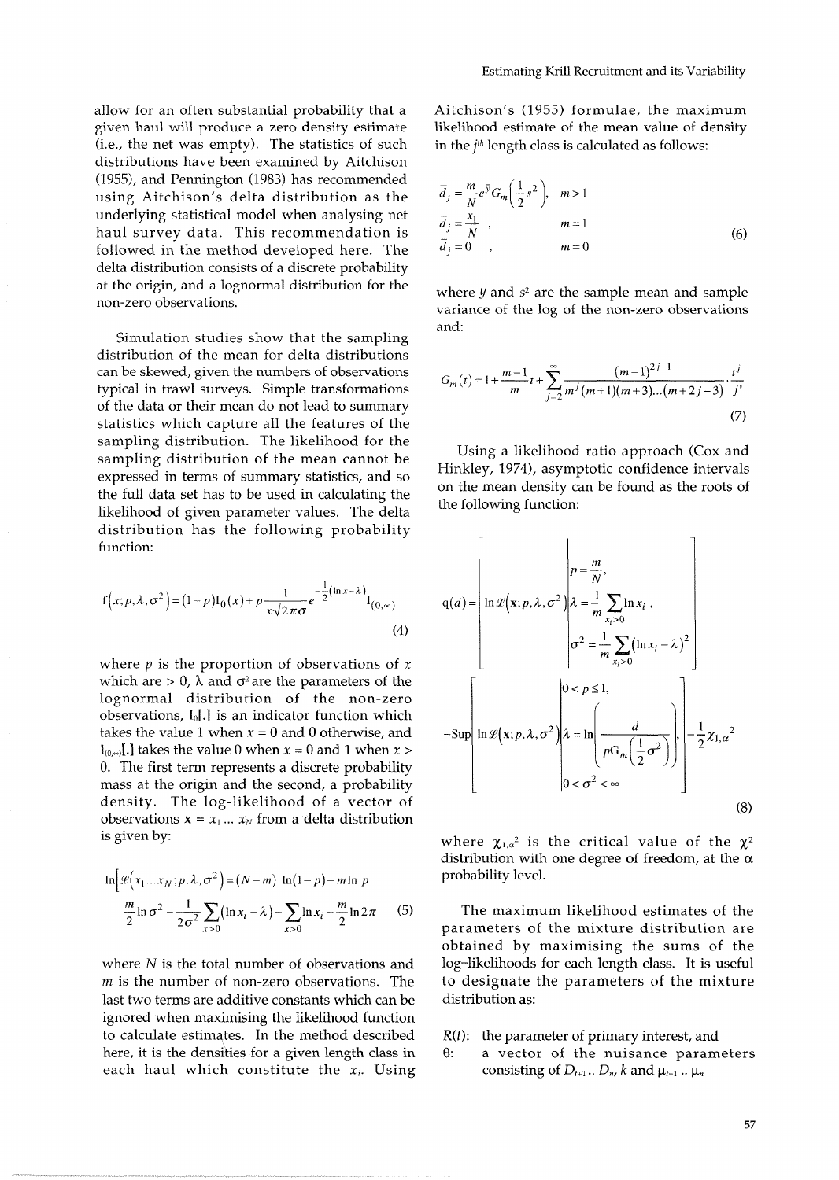allow for an often substantial probability that a given haul will produce a zero density estimate (i.e., the net was empty). The statistics of such distributions have been examined by Aitchison (1955), and Pennington (1983) has recommended using Aitchison's delta distribution as the underlying statistical model when analysing net haul survey data. This recommendation is followed in the method developed here. The delta distribution consists of a discrete probability at the origin, and a lognormal distribution for the non-zero observations.

Simulation studies show that the sampling distribution of the mean for delta distributions can be skewed, given the numbers of observations typical in trawl surveys. Simple transformations of the data or their mean do not lead to summary statistics which capture all the features of the sampling distribution. The likelihood for the sampling distribution of the mean cannot be expressed in terms of summary statistics, and so the full data set has to be used in calculating the likelihood of given parameter values. The delta distribution has the following probability function:

$$\mathrm{f}\left(x;p,\lambda,\sigma^2\right)=(1-p)\mathrm{I}_0(x)+p\frac{1}{x\sqrt{2\pi}\sigma}e^{-\frac{1}{2}(\ln x-\lambda)}\mathrm{I}_{(0,\infty)} \tag{4}$$

where $p$ is the proportion of observations of $x$ which are > 0, $\lambda$ and $\sigma^2$ are the parameters of the lognormal distribution of the non-zero observations, $\mathrm{I}_0[.]$ is an indicator function which takes the value 1 when $x = 0$ and 0 otherwise, and $\mathrm{I}_{(0,\infty)}[.]$ takes the value 0 when $x = 0$ and 1 when $x > 0$. The first term represents a discrete probability mass at the origin and the second, a probability density. The log-likelihood of a vector of observations $\mathbf{x} = x_1 \ldots x_N$ from a delta distribution is given by:

$$\ln\left[\mathscr{L}\left(x_1 \ldots x_N;p,\lambda,\sigma^2\right)\right]=(N-m)\ \ln(1-p)+m\ln p$$
$$-\frac{m}{2}\ln\sigma^2-\frac{1}{2\sigma^2}\sum_{x>0}\left(\ln x_i-\lambda\right)-\sum_{x>0}\ln x_i-\frac{m}{2}\ln 2\pi \tag{5}$$

where $N$ is the total number of observations and $m$ is the number of non-zero observations. The last two terms are additive constants which can be ignored when maximising the likelihood function to calculate estimates. In the method described here, it is the densities for a given length class in each haul which constitute the $x_i$. Using Aitchison's (1955) formulae, the maximum likelihood estimate of the mean value of density in the $j^{th}$ length class is calculated as follows:

$$\begin{aligned}
\bar{d}_j &= \frac{m}{N}e^{\bar{y}}G_m\left(\frac{1}{2}s^2\right), & m>1\\
\bar{d}_j &= \frac{x_1}{N}, & m=1\\
\bar{d}_j &= 0, & m=0
\end{aligned} \tag{6}$$

where $\bar{y}$ and $s^2$ are the sample mean and sample variance of the log of the non-zero observations and:

$$G_m(t)=1+\frac{m-1}{m}t+\sum_{j=2}^{\infty}\frac{(m-1)^{2j-1}}{m^j(m+1)(m+3)\ldots(m+2j-3)}\cdot\frac{t^j}{j!} \tag{7}$$

Using a likelihood ratio approach (Cox and Hinkley, 1974), asymptotic confidence intervals on the mean density can be found as the roots of the following function:

$$q(d)=\left[\ln\mathscr{L}\left(\mathbf{x};p,\lambda,\sigma^2\right)\middle|\begin{array}{l}p=\frac{m}{N},\\ \lambda=\frac{1}{m}\sum_{x_i>0}\ln x_i,\\ \sigma^2=\frac{1}{m}\sum_{x_i>0}\left(\ln x_i-\lambda\right)^2\end{array}\right]$$
$$-\mathrm{Sup}\left[\ln\mathscr{L}\left(\mathbf{x};p,\lambda,\sigma^2\right)\middle|\begin{array}{l}0<p\leq 1,\\ \lambda=\ln\left(\dfrac{d}{p\mathrm{G}_m\left(\frac{1}{2}\sigma^2\right)}\right),\\ 0<\sigma^2<\infty\end{array}\right]-\frac{1}{2}\chi_{1,\alpha}^2 \tag{8}$$

where $\chi_{1,\alpha}^2$ is the critical value of the $\chi^2$ distribution with one degree of freedom, at the $\alpha$ probability level.

The maximum likelihood estimates of the parameters of the mixture distribution are obtained by maximising the sums of the log-likelihoods for each length class. It is useful to designate the parameters of the mixture distribution as:

- $R(t)$: the parameter of primary interest, and
- $\theta$: a vector of the nuisance parameters consisting of $D_{t+1} \ldots D_n$, $k$ and $\mu_{t+1} \ldots \mu_n$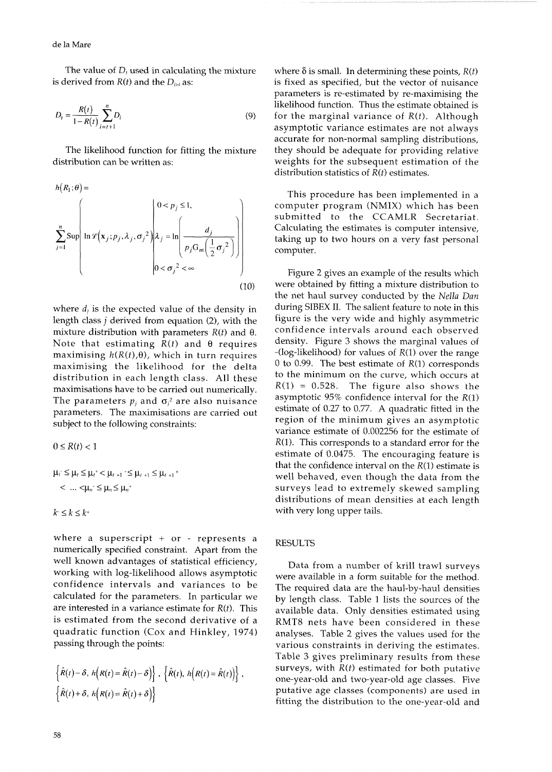The value of $D_t$ used in calculating the mixture is derived from $R(t)$ and the $D_{i>t}$ as:

$$D_t = \frac{R(t)}{1-R(t)} \sum_{i=t+1}^{n} D_i \tag{9}$$

The likelihood function for fitting the mixture distribution can be written as:

$$h(R_1;\theta) = \sum_{j=1}^{n} \text{Sup} \left( \ln \mathcal{L}\left(\mathbf{x}_j; p_j, \lambda_j, \sigma_j^2\right) \middle| \begin{array}{l} 0 < p_j \leq 1, \\ \lambda_j = \ln\left(\dfrac{d_j}{p_j \mathrm{G}_m\left(\frac{1}{2}\sigma_j^2\right)}\right) \\ 0 < \sigma_j^2 < \infty \end{array} \right) \tag{10}$$

where $d_j$ is the expected value of the density in length class $j$ derived from equation (2), with the mixture distribution with parameters $R(t)$ and $\theta$. Note that estimating $R(t)$ and $\theta$ requires maximising $h(R(t),\theta)$, which in turn requires maximising the likelihood for the delta distribution in each length class. All these maximisations have to be carried out numerically. The parameters $p_j$ and $\sigma_j^2$ are also nuisance parameters. The maximisations are carried out subject to the following constraints:

$$0 \leq R(t) < 1$$

$$\mu_t^- \leq \mu_t \leq \mu_t^+ < \mu_{t+1}^- \leq \mu_{t+1} \leq \mu_{t+1}^+ < \ldots < \mu_n^- \leq \mu_n \leq \mu_n^+$$

$$k^- \leq k \leq k^+$$

where a superscript + or - represents a numerically specified constraint. Apart from the well known advantages of statistical efficiency, working with log-likelihood allows asymptotic confidence intervals and variances to be calculated for the parameters. In particular we are interested in a variance estimate for $R(t)$. This is estimated from the second derivative of a quadratic function (Cox and Hinkley, 1974) passing through the points:

$$\left\{\hat{R}(t)-\delta,\ h\left(R(t)=\hat{R}(t)-\delta\right)\right\},\ \left\{\hat{R}(t),\ h\left(R(t)=\hat{R}(t)\right)\right\},$$
$$\left\{\hat{R}(t)+\delta,\ h\left(R(t)=\hat{R}(t)+\delta\right)\right\}$$

where $\delta$ is small. In determining these points, $R(t)$ is fixed as specified, but the vector of nuisance parameters is re-estimated by re-maximising the likelihood function. Thus the estimate obtained is for the marginal variance of $R(t)$. Although asymptotic variance estimates are not always accurate for non-normal sampling distributions, they should be adequate for providing relative weights for the subsequent estimation of the distribution statistics of $R(t)$ estimates.

This procedure has been implemented in a computer program (NMIX) which has been submitted to the CCAMLR Secretariat. Calculating the estimates is computer intensive, taking up to two hours on a very fast personal computer.

Figure 2 gives an example of the results which were obtained by fitting a mixture distribution to the net haul survey conducted by the *Nella Dan* during SIBEX II. The salient feature to note in this figure is the very wide and highly asymmetric confidence intervals around each observed density. Figure 3 shows the marginal values of -(log-likelihood) for values of $R(1)$ over the range 0 to 0.99. The best estimate of $R(1)$ corresponds to the minimum on the curve, which occurs at $R(1) = 0.528$. The figure also shows the asymptotic 95% confidence interval for the $R(1)$ estimate of 0.27 to 0.77. A quadratic fitted in the region of the minimum gives an asymptotic variance estimate of 0.002256 for the estimate of $R(1)$. This corresponds to a standard error for the estimate of 0.0475. The encouraging feature is that the confidence interval on the $R(1)$ estimate is well behaved, even though the data from the surveys lead to extremely skewed sampling distributions of mean densities at each length with very long upper tails.

## RESULTS

Data from a number of krill trawl surveys were available in a form suitable for the method. The required data are the haul-by-haul densities by length class. Table 1 lists the sources of the available data. Only densities estimated using RMT8 nets have been considered in these analyses. Table 2 gives the values used for the various constraints in deriving the estimates. Table 3 gives preliminary results from these surveys, with $R(t)$ estimated for both putative one-year-old and two-year-old age classes. Five putative age classes (components) are used in fitting the distribution to the one-year-old and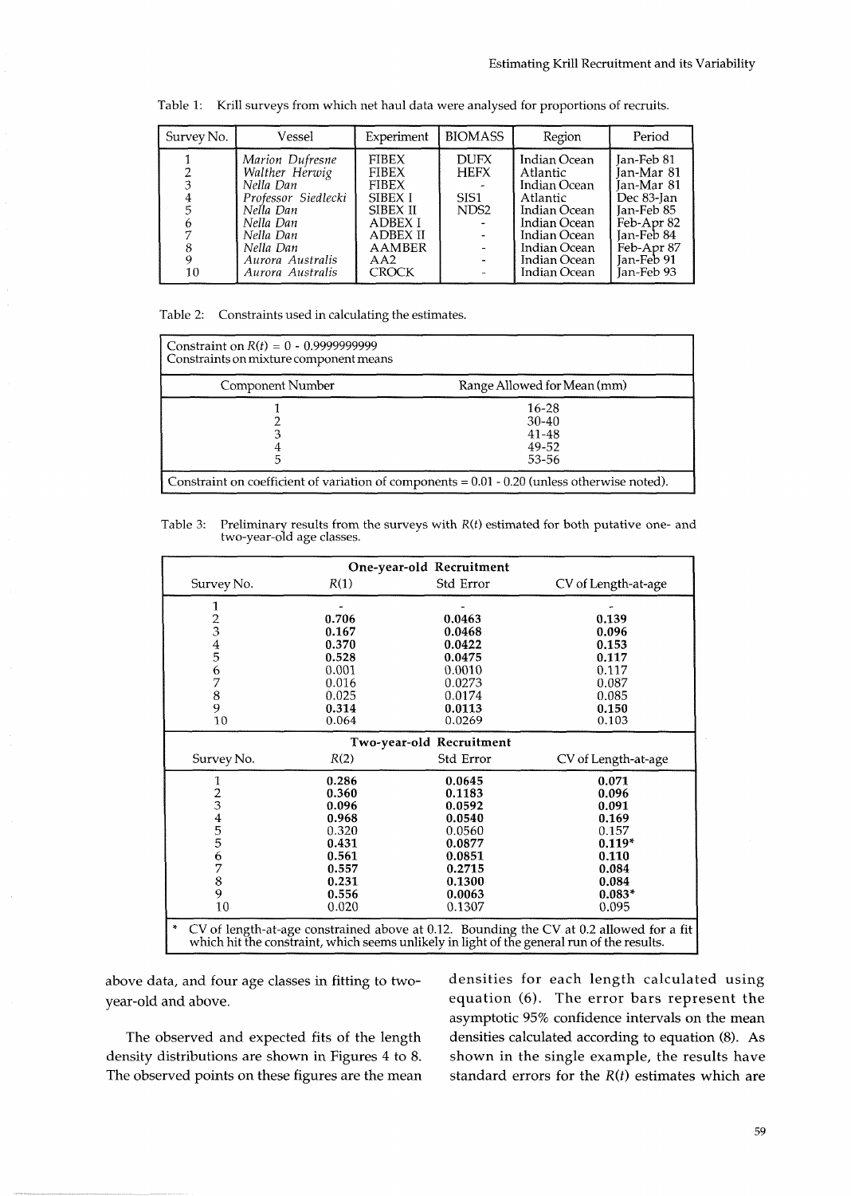Table 1: Krill surveys from which net haul data were analysed for proportions of recruits.

| Survey No. | Vessel | Experiment | BIOMASS | Region | Period |
|---|---|---|---|---|---|
| 1 | *Marion Dufresne* | FIBEX | DUFX | Indian Ocean | Jan-Feb 81 |
| 2 | *Walther Herwig* | FIBEX | HEFX | Atlantic | Jan-Mar 81 |
| 3 | *Nella Dan* | FIBEX | - | Indian Ocean | Jan-Mar 81 |
| 4 | *Professor Siedlecki* | SIBEX I | SIS1 | Atlantic | Dec 83-Jan |
| 5 | *Nella Dan* | SIBEX II | NDS2 | Indian Ocean | Jan-Feb 85 |
| 6 | *Nella Dan* | ADBEX I | - | Indian Ocean | Feb-Apr 82 |
| 7 | *Nella Dan* | ADBEX II | - | Indian Ocean | Jan-Feb 84 |
| 8 | *Nella Dan* | AAMBER | - | Indian Ocean | Feb-Apr 87 |
| 9 | *Aurora Australis* | AA2 | - | Indian Ocean | Jan-Feb 91 |
| 10 | *Aurora Australis* | CROCK | - | Indian Ocean | Jan-Feb 93 |

Table 2: Constraints used in calculating the estimates.

| Constraint on $R(t)$ = 0 - 0.9999999999<br>Constraints on mixture component means | |
|---|---|
| Component Number | Range Allowed for Mean (mm) |
| 1 | 16-28 |
| 2 | 30-40 |
| 3 | 41-48 |
| 4 | 49-52 |
| 5 | 53-56 |
| Constraint on coefficient of variation of components = 0.01 - 0.20 (unless otherwise noted). | |

Table 3: Preliminary results from the surveys with $R(t)$ estimated for both putative one- and two-year-old age classes.

| **One-year-old Recruitment** | | | |
|---|---|---|---|
| Survey No. | $R(1)$ | Std Error | CV of Length-at-age |
| 1 | - | - | - |
| 2 | **0.706** | **0.0463** | **0.139** |
| 3 | **0.167** | **0.0468** | **0.096** |
| 4 | **0.370** | **0.0422** | **0.153** |
| 5 | **0.528** | **0.0475** | **0.117** |
| 6 | 0.001 | 0.0010 | 0.117 |
| 7 | 0.016 | 0.0273 | 0.087 |
| 8 | 0.025 | 0.0174 | 0.085 |
| 9 | **0.314** | **0.0113** | **0.150** |
| 10 | 0.064 | 0.0269 | 0.103 |
| **Two-year-old Recruitment** | | | |
| Survey No. | $R(2)$ | Std Error | CV of Length-at-age |
| 1 | **0.286** | **0.0645** | **0.071** |
| 2 | **0.360** | **0.1183** | **0.096** |
| 3 | **0.096** | **0.0592** | **0.091** |
| 4 | **0.968** | **0.0540** | **0.169** |
| 5 | 0.320 | 0.0560 | 0.157 |
| 5 | **0.431** | **0.0877** | **0.119*** |
| 6 | **0.561** | **0.0851** | **0.110** |
| 7 | **0.557** | **0.2715** | **0.084** |
| 8 | **0.231** | **0.1300** | **0.084** |
| 9 | **0.556** | **0.0063** | **0.083*** |
| 10 | 0.020 | 0.1307 | 0.095 |

\* CV of length-at-age constrained above at 0.12. Bounding the CV at 0.2 allowed for a fit which hit the constraint, which seems unlikely in light of the general run of the results.

above data, and four age classes in fitting to two-year-old and above.

The observed and expected fits of the length density distributions are shown in Figures 4 to 8. The observed points on these figures are the mean densities for each length calculated using equation (6). The error bars represent the asymptotic 95% confidence intervals on the mean densities calculated according to equation (8). As shown in the single example, the results have standard errors for the $R(t)$ estimates which are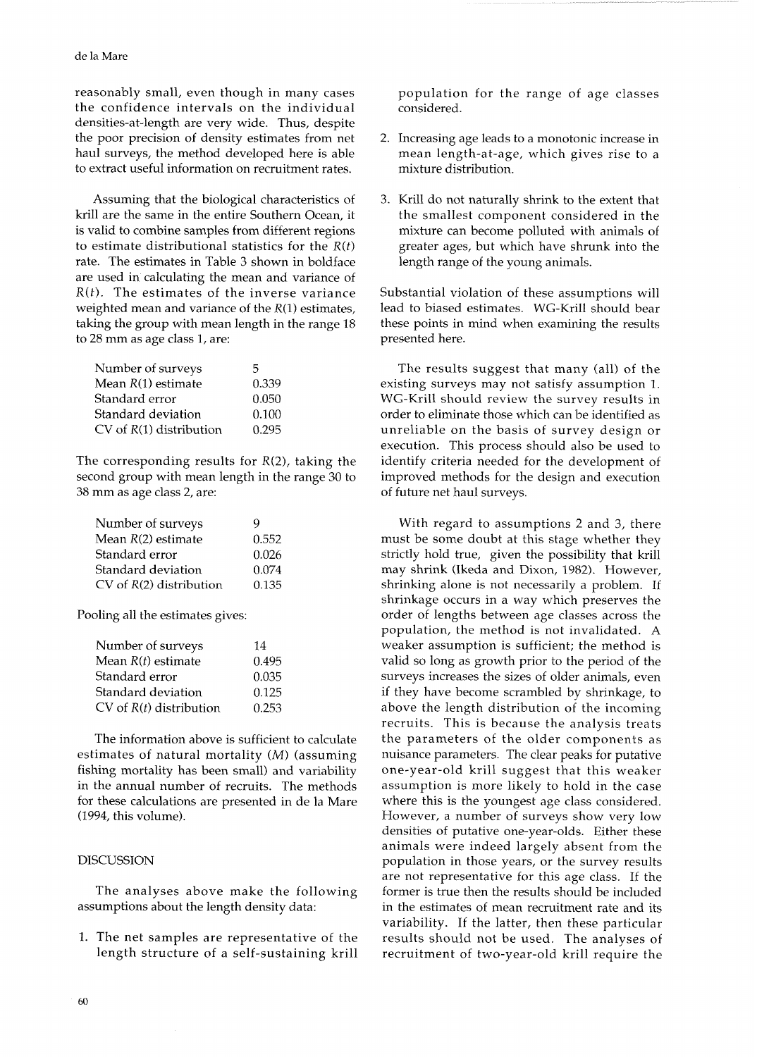reasonably small, even though in many cases the confidence intervals on the individual densities-at-length are very wide. Thus, despite the poor precision of density estimates from net haul surveys, the method developed here is able to extract useful information on recruitment rates.

Assuming that the biological characteristics of krill are the same in the entire Southern Ocean, it is valid to combine samples from different regions to estimate distributional statistics for the $R(t)$ rate. The estimates in Table 3 shown in boldface are used in calculating the mean and variance of $R(t)$. The estimates of the inverse variance weighted mean and variance of the $R(1)$ estimates, taking the group with mean length in the range 18 to 28 mm as age class 1, are:

| | |
|---|---|
| Number of surveys | 5 |
| Mean $R(1)$ estimate | 0.339 |
| Standard error | 0.050 |
| Standard deviation | 0.100 |
| CV of $R(1)$ distribution | 0.295 |

The corresponding results for $R(2)$, taking the second group with mean length in the range 30 to 38 mm as age class 2, are:

| | |
|---|---|
| Number of surveys | 9 |
| Mean $R(2)$ estimate | 0.552 |
| Standard error | 0.026 |
| Standard deviation | 0.074 |
| CV of $R(2)$ distribution | 0.135 |

Pooling all the estimates gives:

| | |
|---|---|
| Number of surveys | 14 |
| Mean $R(t)$ estimate | 0.495 |
| Standard error | 0.035 |
| Standard deviation | 0.125 |
| CV of $R(t)$ distribution | 0.253 |

The information above is sufficient to calculate estimates of natural mortality ($M$) (assuming fishing mortality has been small) and variability in the annual number of recruits. The methods for these calculations are presented in de la Mare (1994, this volume).

## DISCUSSION

The analyses above make the following assumptions about the length density data:

1. The net samples are representative of the length structure of a self-sustaining krill population for the range of age classes considered.
2. Increasing age leads to a monotonic increase in mean length-at-age, which gives rise to a mixture distribution.
3. Krill do not naturally shrink to the extent that the smallest component considered in the mixture can become polluted with animals of greater ages, but which have shrunk into the length range of the young animals.

Substantial violation of these assumptions will lead to biased estimates. WG-Krill should bear these points in mind when examining the results presented here.

The results suggest that many (all) of the existing surveys may not satisfy assumption 1. WG-Krill should review the survey results in order to eliminate those which can be identified as unreliable on the basis of survey design or execution. This process should also be used to identify criteria needed for the development of improved methods for the design and execution of future net haul surveys.

With regard to assumptions 2 and 3, there must be some doubt at this stage whether they strictly hold true, given the possibility that krill may shrink (Ikeda and Dixon, 1982). However, shrinking alone is not necessarily a problem. If shrinkage occurs in a way which preserves the order of lengths between age classes across the population, the method is not invalidated. A weaker assumption is sufficient; the method is valid so long as growth prior to the period of the surveys increases the sizes of older animals, even if they have become scrambled by shrinkage, to above the length distribution of the incoming recruits. This is because the analysis treats the parameters of the older components as nuisance parameters. The clear peaks for putative one-year-old krill suggest that this weaker assumption is more likely to hold in the case where this is the youngest age class considered. However, a number of surveys show very low densities of putative one-year-olds. Either these animals were indeed largely absent from the population in those years, or the survey results are not representative for this age class. If the former is true then the results should be included in the estimates of mean recruitment rate and its variability. If the latter, then these particular results should not be used. The analyses of recruitment of two-year-old krill require the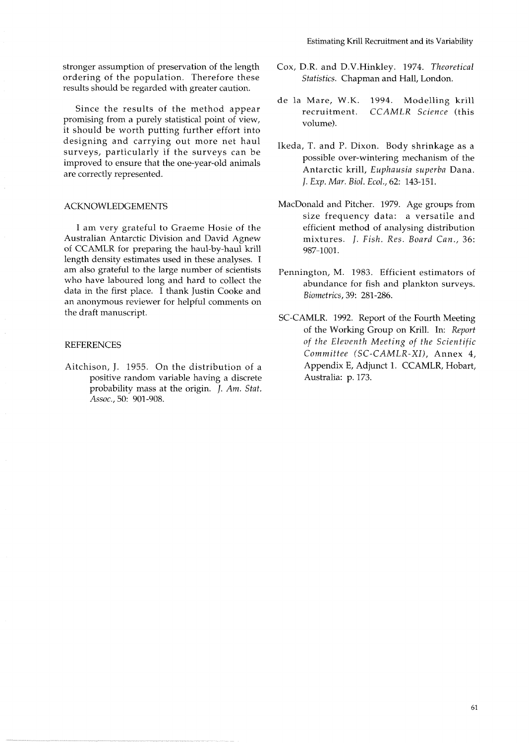stronger assumption of preservation of the length ordering of the population. Therefore these results should be regarded with greater caution.

Since the results of the method appear promising from a purely statistical point of view, it should be worth putting further effort into designing and carrying out more net haul surveys, particularly if the surveys can be improved to ensure that the one-year-old animals are correctly represented.

## ACKNOWLEDGEMENTS

I am very grateful to Graeme Hosie of the Australian Antarctic Division and David Agnew of CCAMLR for preparing the haul-by-haul krill length density estimates used in these analyses. I am also grateful to the large number of scientists who have laboured long and hard to collect the data in the first place. I thank Justin Cooke and an anonymous reviewer for helpful comments on the draft manuscript.

## REFERENCES

Aitchison, J. 1955. On the distribution of a positive random variable having a discrete probability mass at the origin. *J. Am. Stat. Assoc.*, 50: 901-908.

Cox, D.R. and D.V.Hinkley. 1974. *Theoretical Statistics*. Chapman and Hall, London.

de la Mare, W.K. 1994. Modelling krill recruitment. *CCAMLR Science* (this volume).

Ikeda, T. and P. Dixon. Body shrinkage as a possible over-wintering mechanism of the Antarctic krill, *Euphausia superba* Dana. *J. Exp. Mar. Biol. Ecol.*, 62: 143-151.

MacDonald and Pitcher. 1979. Age groups from size frequency data: a versatile and efficient method of analysing distribution mixtures. *J. Fish. Res. Board Can.*, 36: 987-1001.

Pennington, M. 1983. Efficient estimators of abundance for fish and plankton surveys. *Biometrics*, 39: 281-286.

SC-CAMLR. 1992. Report of the Fourth Meeting of the Working Group on Krill. In: *Report of the Eleventh Meeting of the Scientific Committee (SC-CAMLR-XI)*, Annex 4, Appendix E, Adjunct 1. CCAMLR, Hobart, Australia: p. 173.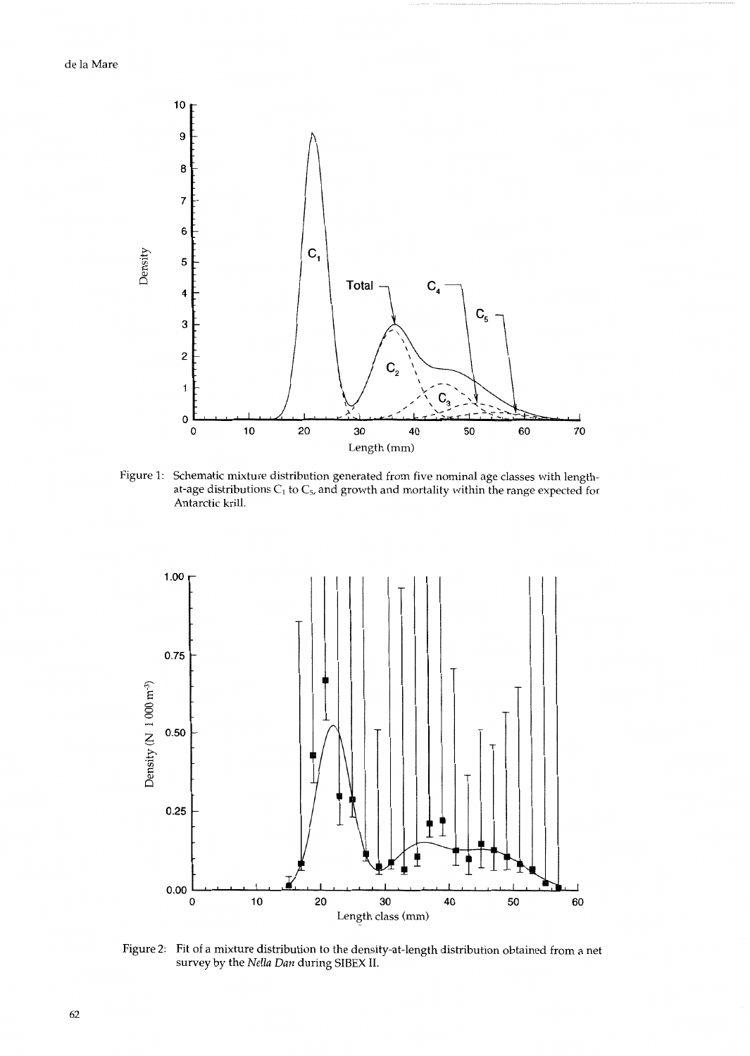Figure 1: Schematic mixture distribution generated from five nominal age classes with length-at-age distributions $C_1$ to $C_5$, and growth and mortality within the range expected for Antarctic krill.

Figure 2: Fit of a mixture distribution to the density-at-length distribution obtained from a net survey by the *Nella Dan* during SIBEX II.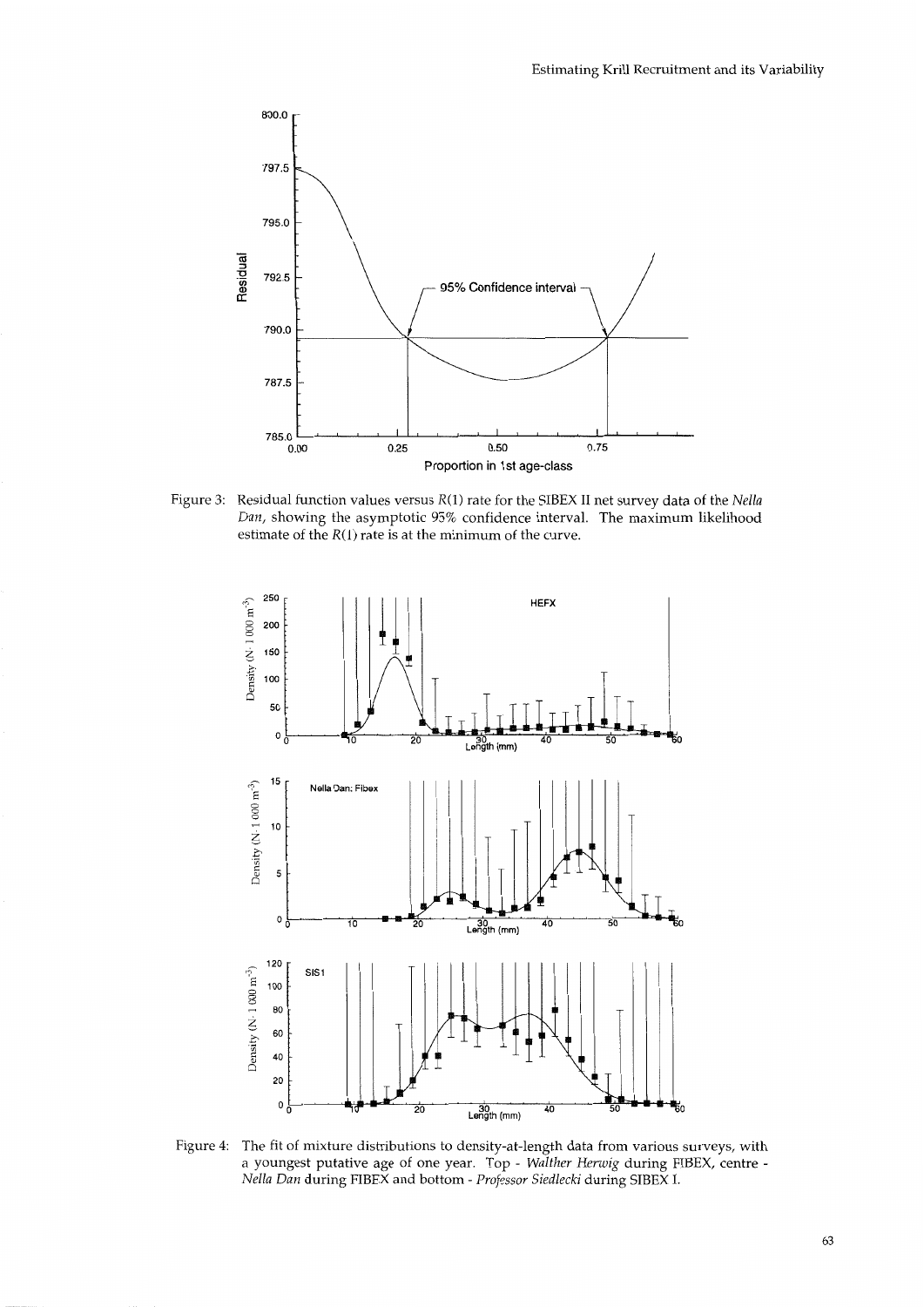Figure 3: Residual function values versus $R(1)$ rate for the SIBEX II net survey data of the *Nella Dan*, showing the asymptotic 95% confidence interval. The maximum likelihood estimate of the $R(1)$ rate is at the minimum of the curve.

Figure 4: The fit of mixture distributions to density-at-length data from various surveys, with a youngest putative age of one year. Top - *Walther Herwig* during FIBEX, centre - *Nella Dan* during FIBEX and bottom - *Professor Siedlecki* during SIBEX I.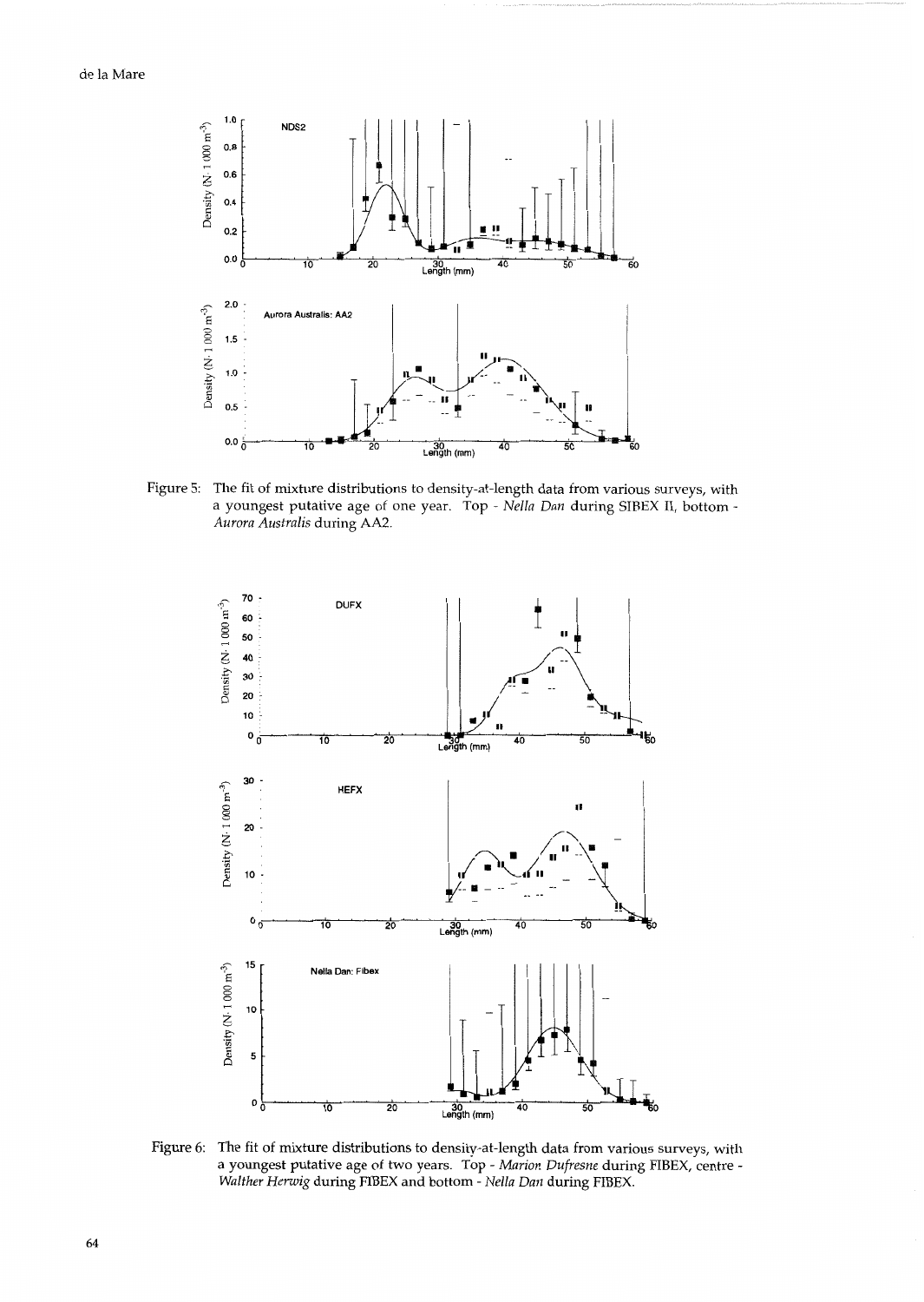Figure 5: The fit of mixture distributions to density-at-length data from various surveys, with a youngest putative age of one year. Top - *Nella Dan* during SIBEX II, bottom - *Aurora Australis* during AA2.

Figure 6: The fit of mixture distributions to density-at-length data from various surveys, with a youngest putative age of two years. Top - *Marion Dufresne* during FIBEX, centre - *Walther Herwig* during FIBEX and bottom - *Nella Dan* during FIBEX.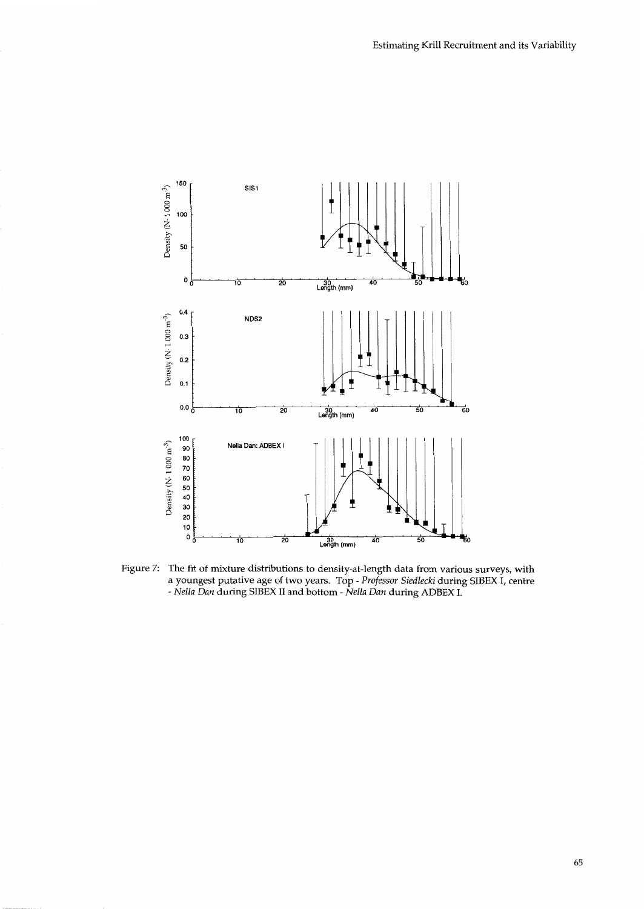Figure 7: The fit of mixture distributions to density-at-length data from various surveys, with a youngest putative age of two years. Top - *Professor Siedlecki* during SIBEX I, centre - *Nella Dan* during SIBEX II and bottom - *Nella Dan* during ADBEX I.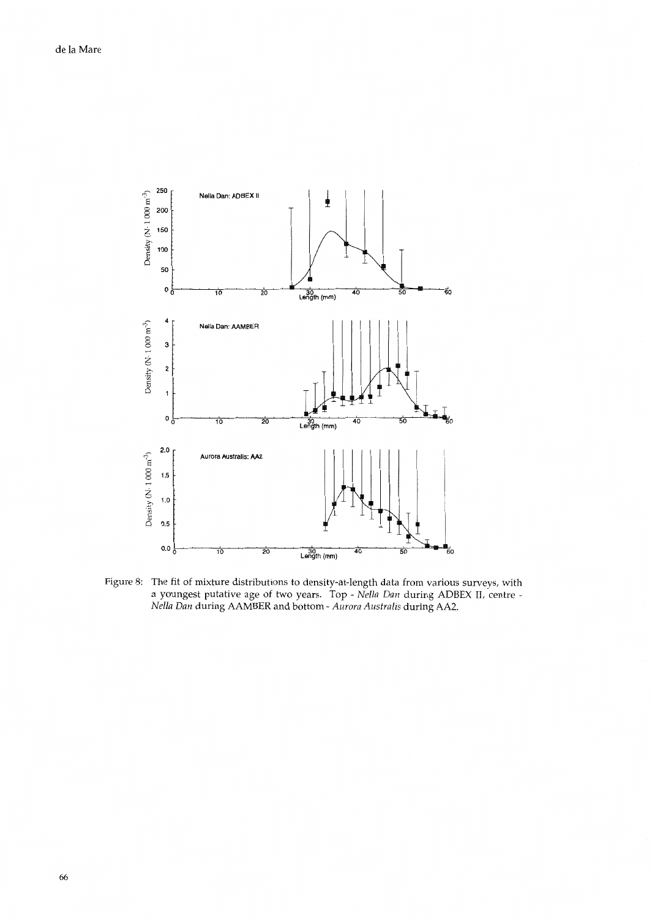Figure 8: The fit of mixture distributions to density-at-length data from various surveys, with a youngest putative age of two years. Top - *Nella Dan* during ADBEX II, centre - *Nella Dan* during AAMBER and bottom - *Aurora Australis* during AA2.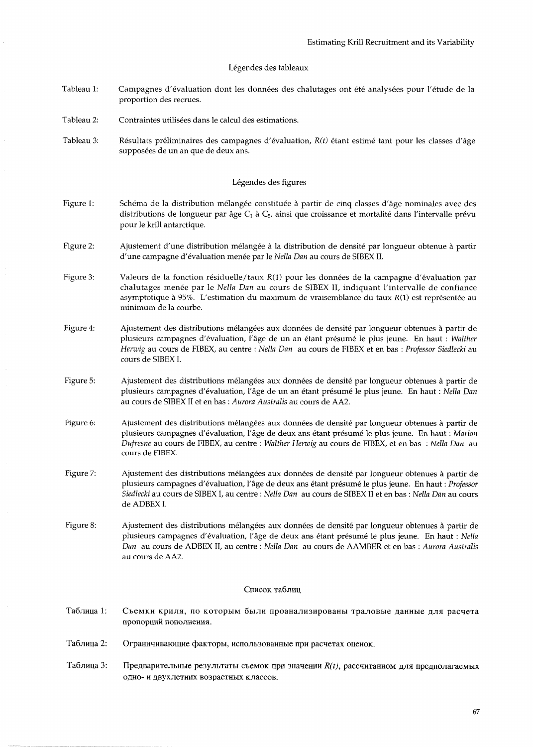## Légendes des tableaux

Tableau 1: Campagnes d'évaluation dont les données des chalutages ont été analysées pour l'étude de la proportion des recrues.

Tableau 2: Contraintes utilisées dans le calcul des estimations.

Tableau 3: Résultats préliminaires des campagnes d'évaluation, $R(t)$ étant estimé tant pour les classes d'âge supposées de un an que de deux ans.

## Légendes des figures

Figure 1: Schéma de la distribution mélangée constituée à partir de cinq classes d'âge nominales avec des distributions de longueur par âge $C_1$ à $C_5$, ainsi que croissance et mortalité dans l'intervalle prévu pour le krill antarctique.

Figure 2: Ajustement d'une distribution mélangée à la distribution de densité par longueur obtenue à partir d'une campagne d'évaluation menée par le *Nella Dan* au cours de SIBEX II.

Figure 3: Valeurs de la fonction résiduelle/taux $R(1)$ pour les données de la campagne d'évaluation par chalutages menée par le *Nella Dan* au cours de SIBEX II, indiquant l'intervalle de confiance asymptotique à 95%. L'estimation du maximum de vraisemblance du taux $R(1)$ est représentée au minimum de la courbe.

Figure 4: Ajustement des distributions mélangées aux données de densité par longueur obtenues à partir de plusieurs campagnes d'évaluation, l'âge de un an étant présumé le plus jeune. En haut : *Walther Herwig* au cours de FIBEX, au centre : *Nella Dan* au cours de FIBEX et en bas : *Professor Siedlecki* au cours de SIBEX I.

Figure 5: Ajustement des distributions mélangées aux données de densité par longueur obtenues à partir de plusieurs campagnes d'évaluation, l'âge de un an étant présumé le plus jeune. En haut : *Nella Dan* au cours de SIBEX II et en bas : *Aurora Australis* au cours de AA2.

Figure 6: Ajustement des distributions mélangées aux données de densité par longueur obtenues à partir de plusieurs campagnes d'évaluation, l'âge de deux ans étant présumé le plus jeune. En haut : *Marion Dufresne* au cours de FIBEX, au centre : *Walther Herwig* au cours de FIBEX, et en bas : *Nella Dan* au cours de FIBEX.

Figure 7: Ajustement des distributions mélangées aux données de densité par longueur obtenues à partir de plusieurs campagnes d'évaluation, l'âge de deux ans étant présumé le plus jeune. En haut : *Professor Siedlecki* au cours de SIBEX I, au centre : *Nella Dan* au cours de SIBEX II et en bas : *Nella Dan* au cours de ADBEX I.

Figure 8: Ajustement des distributions mélangées aux données de densité par longueur obtenues à partir de plusieurs campagnes d'évaluation, l'âge de deux ans étant présumé le plus jeune. En haut : *Nella Dan* au cours de ADBEX II, au centre : *Nella Dan* au cours de AAMBER et en bas : *Aurora Australis* au cours de AA2.

## Список таблиц

Таблица 1: Съемки криля, по которым были проанализированы траловые данные для расчета пропорций пополнения.

Таблица 2: Ограничивающие факторы, использованные при расчетах оценок.

Таблица 3: Предварительные результаты съемок при значении $R(t)$, рассчитанном для предполагаемых одно- и двухлетних возрастных классов.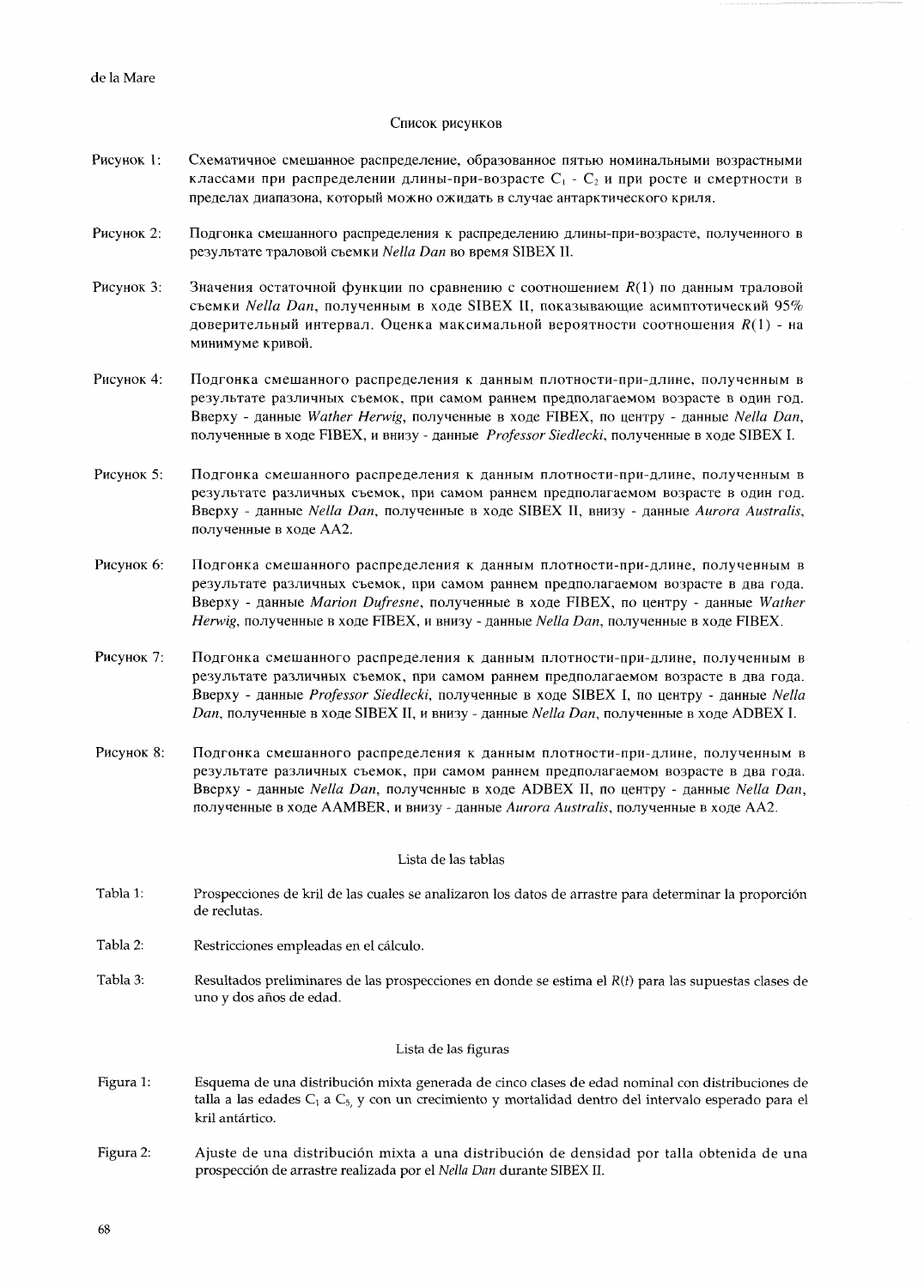## Список рисунков

Рисунок 1: Схематичное смешанное распределение, образованное пятью номинальными возрастными классами при распределении длины-при-возрасте $C_1$ - $C_2$ и при росте и смертности в пределах диапазона, который можно ожидать в случае антарктического криля.

Рисунок 2: Подгонка смешанного распределения к распределению длины-при-возрасте, полученного в результате траловой съемки *Nella Dan* во время SIBEX II.

Рисунок 3: Значения остаточной функции по сравнению с соотношением $R(1)$ по данным траловой съемки *Nella Dan*, полученным в ходе SIBEX II, показывающие асимптотический 95% доверительный интервал. Оценка максимальной вероятности соотношения $R(1)$ - на минимуме кривой.

Рисунок 4: Подгонка смешанного распределения к данным плотности-при-длине, полученным в результате различных съемок, при самом раннем предполагаемом возрасте в один год. Вверху - данные *Wather Herwig*, полученные в ходе FIBEX, по центру - данные *Nella Dan*, полученные в ходе FIBEX, и внизу - данные *Professor Siedlecki*, полученные в ходе SIBEX I.

Рисунок 5: Подгонка смешанного распределения к данным плотности-при-длине, полученным в результате различных съемок, при самом раннем предполагаемом возрасте в один год. Вверху - данные *Nella Dan*, полученные в ходе SIBEX II, внизу - данные *Aurora Australis*, полученные в ходе AA2.

Рисунок 6: Подгонка смешанного распределения к данным плотности-при-длине, полученным в результате различных съемок, при самом раннем предполагаемом возрасте в два года. Вверху - данные *Marion Dufresne*, полученные в ходе FIBEX, по центру - данные *Wather Herwig*, полученные в ходе FIBEX, и внизу - данные *Nella Dan*, полученные в ходе FIBEX.

Рисунок 7: Подгонка смешанного распределения к данным плотности-при-длине, полученным в результате различных съемок, при самом раннем предполагаемом возрасте в два года. Вверху - данные *Professor Siedlecki*, полученные в ходе SIBEX I, по центру - данные *Nella Dan*, полученные в ходе SIBEX II, и внизу - данные *Nella Dan*, полученные в ходе ADBEX I.

Рисунок 8: Подгонка смешанного распределения к данным плотности-при-длине, полученным в результате различных съемок, при самом раннем предполагаемом возрасте в два года. Вверху - данные *Nella Dan*, полученные в ходе ADBEX II, по центру - данные *Nella Dan*, полученные в ходе AAMBER, и внизу - данные *Aurora Australis*, полученные в ходе AA2.

## Lista de las tablas

Tabla 1: Prospecciones de kril de las cuales se analizaron los datos de arrastre para determinar la proporción de reclutas.

Tabla 2: Restricciones empleadas en el cálculo.

Tabla 3: Resultados preliminares de las prospecciones en donde se estima el $R(t)$ para las supuestas clases de uno y dos años de edad.

## Lista de las figuras

Figura 1: Esquema de una distribución mixta generada de cinco clases de edad nominal con distribuciones de talla a las edades $C_1$ a $C_5$, y con un crecimiento y mortalidad dentro del intervalo esperado para el kril antártico.

Figura 2: Ajuste de una distribución mixta a una distribución de densidad por talla obtenida de una prospección de arrastre realizada por el *Nella Dan* durante SIBEX II.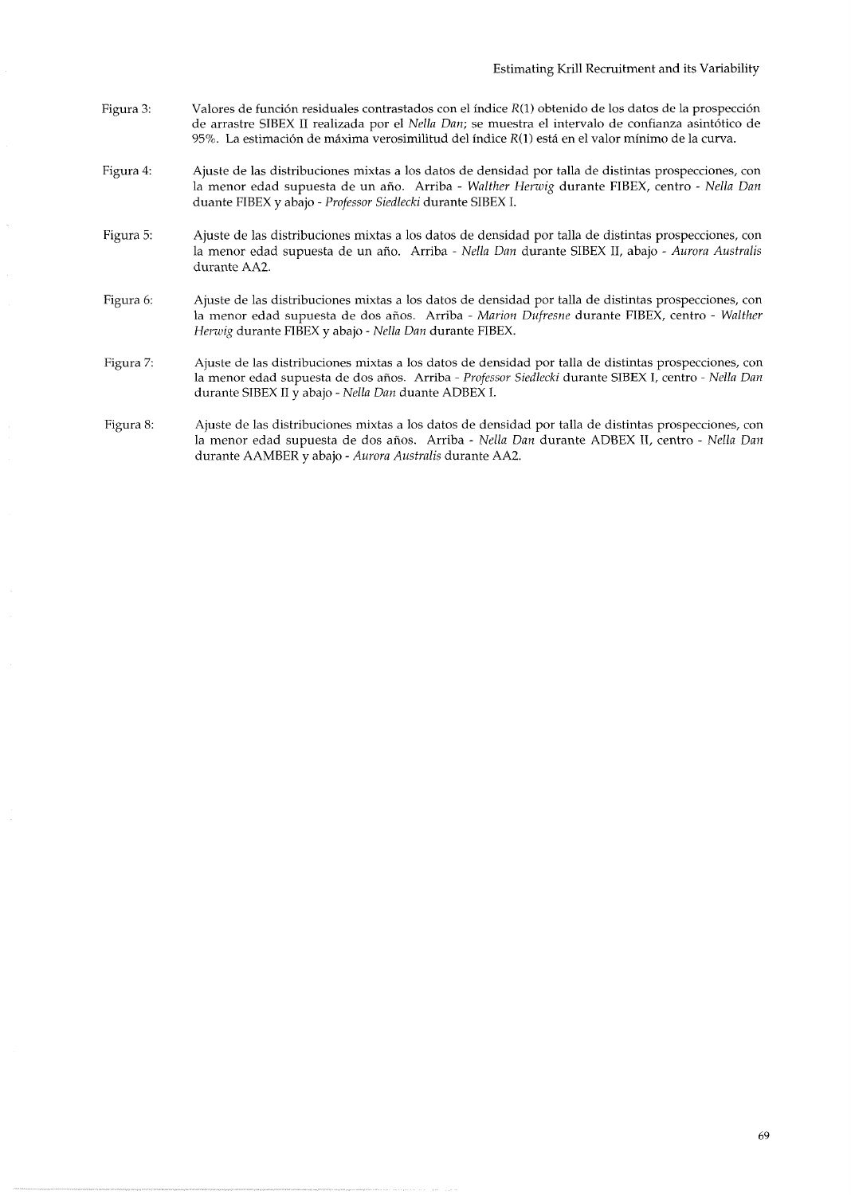Figura 3: Valores de función residuales contrastados con el índice $R(1)$ obtenido de los datos de la prospección de arrastre SIBEX II realizada por el *Nella Dan*; se muestra el intervalo de confianza asintótico de 95%. La estimación de máxima verosimilitud del índice $R(1)$ está en el valor mínimo de la curva.

Figura 4: Ajuste de las distribuciones mixtas a los datos de densidad por talla de distintas prospecciones, con la menor edad supuesta de un año. Arriba - *Walther Herwig* durante FIBEX, centro - *Nella Dan* duante FIBEX y abajo - *Professor Siedlecki* durante SIBEX I.

Figura 5: Ajuste de las distribuciones mixtas a los datos de densidad por talla de distintas prospecciones, con la menor edad supuesta de un año. Arriba - *Nella Dan* durante SIBEX II, abajo - *Aurora Australis* durante AA2.

Figura 6: Ajuste de las distribuciones mixtas a los datos de densidad por talla de distintas prospecciones, con la menor edad supuesta de dos años. Arriba - *Marion Dufresne* durante FIBEX, centro - *Walther Herwig* durante FIBEX y abajo - *Nella Dan* durante FIBEX.

Figura 7: Ajuste de las distribuciones mixtas a los datos de densidad por talla de distintas prospecciones, con la menor edad supuesta de dos años. Arriba - *Professor Siedlecki* durante SIBEX I, centro - *Nella Dan* durante SIBEX II y abajo - *Nella Dan* duante ADBEX I.

Figura 8: Ajuste de las distribuciones mixtas a los datos de densidad por talla de distintas prospecciones, con la menor edad supuesta de dos años. Arriba - *Nella Dan* durante ADBEX II, centro - *Nella Dan* durante AAMBER y abajo - *Aurora Australis* durante AA2.